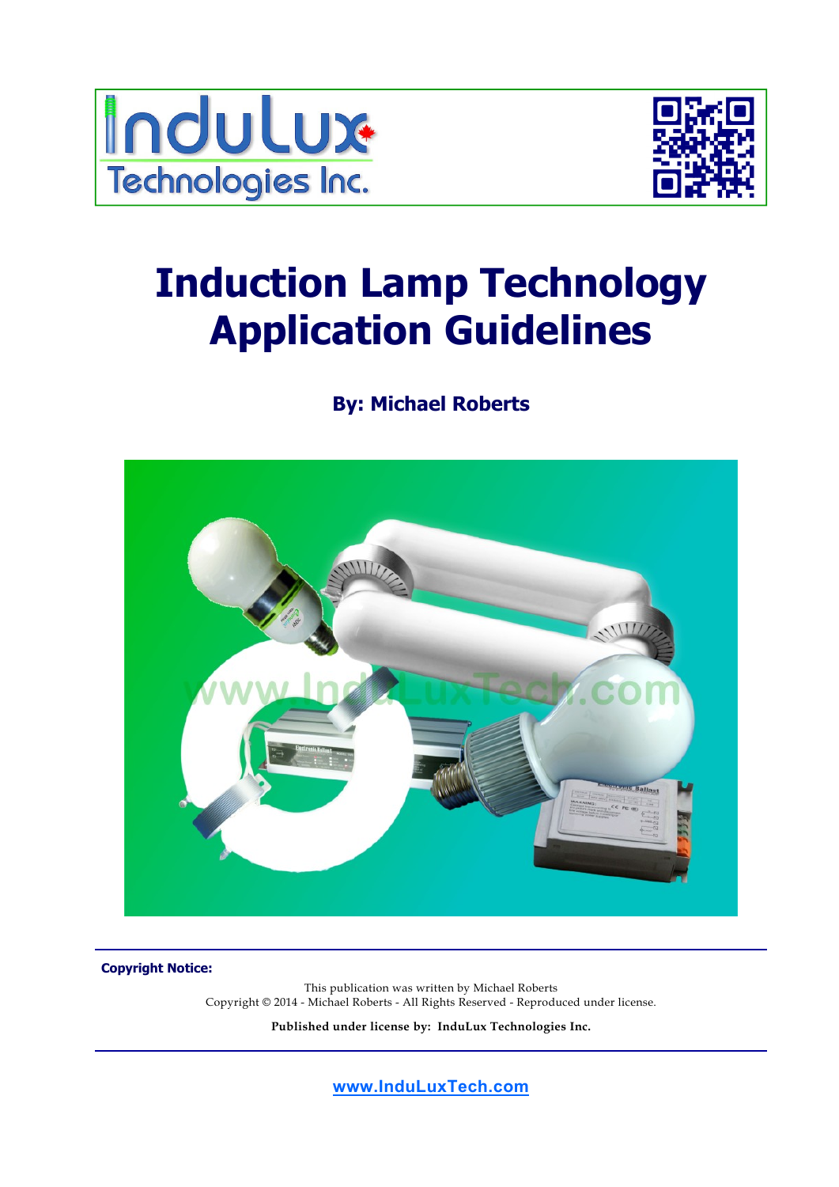InduLux Technologies Inc.

# Induction Lamp Technology Application Guidelines

**By: Michael Roberts**

**Copyright Notice:**

This publication was written by Michael Roberts
Copyright © 2014 - Michael Roberts - All Rights Reserved - Reproduced under license.

**Published under license by: InduLux Technologies Inc.**

www.InduLuxTech.com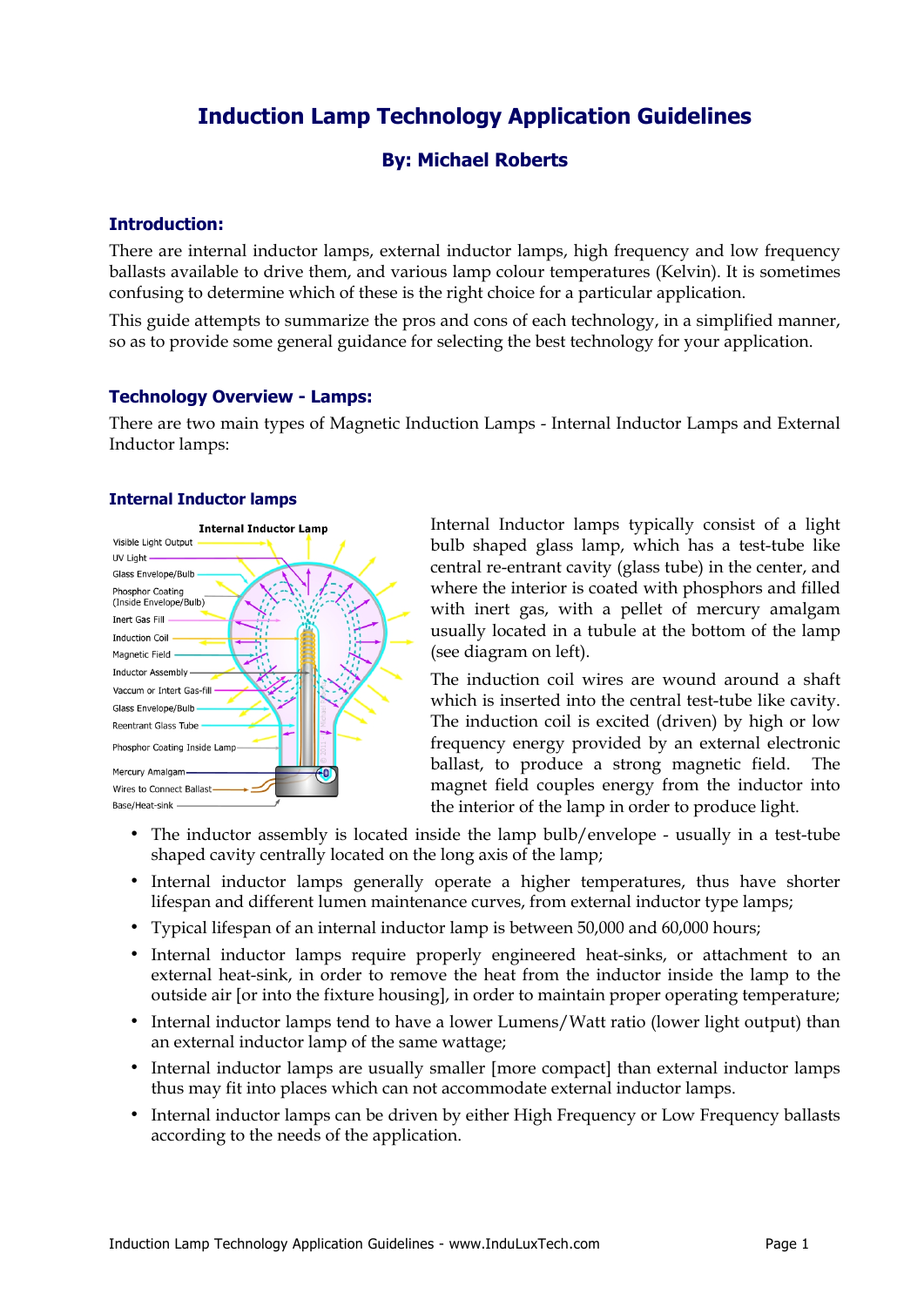# Induction Lamp Technology Application Guidelines

### By: Michael Roberts

## Introduction:

There are internal inductor lamps, external inductor lamps, high frequency and low frequency ballasts available to drive them, and various lamp colour temperatures (Kelvin). It is sometimes confusing to determine which of these is the right choice for a particular application.

This guide attempts to summarize the pros and cons of each technology, in a simplified manner, so as to provide some general guidance for selecting the best technology for your application.

## Technology Overview - Lamps:

There are two main types of Magnetic Induction Lamps - Internal Inductor Lamps and External Inductor lamps:

### Internal Inductor lamps

Internal Inductor lamps typically consist of a light bulb shaped glass lamp, which has a test-tube like central re-entrant cavity (glass tube) in the center, and where the interior is coated with phosphors and filled with inert gas, with a pellet of mercury amalgam usually located in a tubule at the bottom of the lamp (see diagram on left).

The induction coil wires are wound around a shaft which is inserted into the central test-tube like cavity. The induction coil is excited (driven) by high or low frequency energy provided by an external electronic ballast, to produce a strong magnetic field. The magnet field couples energy from the inductor into the interior of the lamp in order to produce light.

- The inductor assembly is located inside the lamp bulb/envelope - usually in a test-tube shaped cavity centrally located on the long axis of the lamp;
- Internal inductor lamps generally operate a higher temperatures, thus have shorter lifespan and different lumen maintenance curves, from external inductor type lamps;
- Typical lifespan of an internal inductor lamp is between 50,000 and 60,000 hours;
- Internal inductor lamps require properly engineered heat-sinks, or attachment to an external heat-sink, in order to remove the heat from the inductor inside the lamp to the outside air [or into the fixture housing], in order to maintain proper operating temperature;
- Internal inductor lamps tend to have a lower Lumens/Watt ratio (lower light output) than an external inductor lamp of the same wattage;
- Internal inductor lamps are usually smaller [more compact] than external inductor lamps thus may fit into places which can not accommodate external inductor lamps.
- Internal inductor lamps can be driven by either High Frequency or Low Frequency ballasts according to the needs of the application.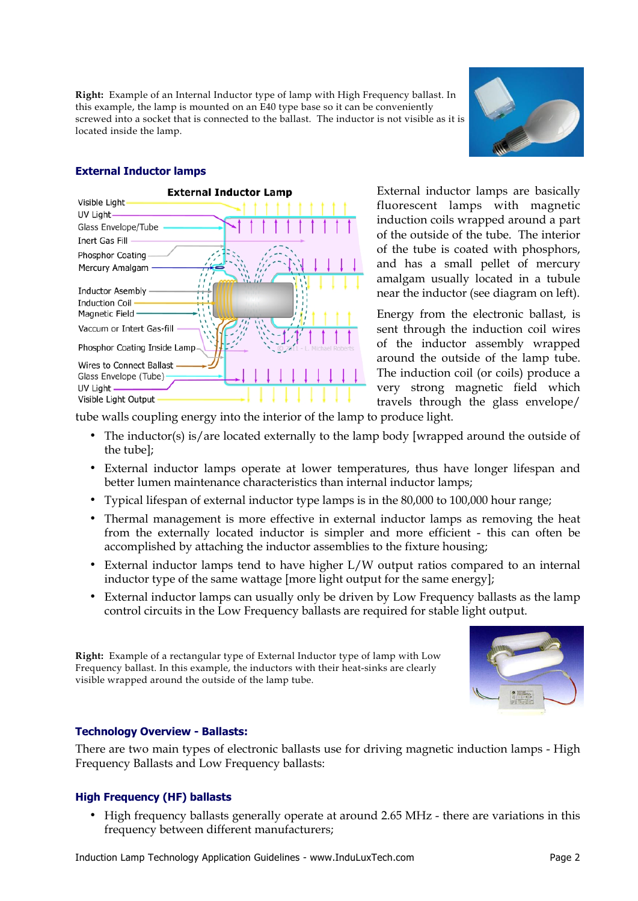**Right:** Example of an Internal Inductor type of lamp with High Frequency ballast. In this example, the lamp is mounted on an E40 type base so it can be conveniently screwed into a socket that is connected to the ballast. The inductor is not visible as it is located inside the lamp.

### External Inductor lamps

External inductor lamps are basically fluorescent lamps with magnetic induction coils wrapped around a part of the outside of the tube. The interior of the tube is coated with phosphors, and has a small pellet of mercury amalgam usually located in a tubule near the inductor (see diagram on left).

Energy from the electronic ballast, is sent through the induction coil wires of the inductor assembly wrapped around the outside of the lamp tube. The induction coil (or coils) produce a very strong magnetic field which travels through the glass envelope/ tube walls coupling energy into the interior of the lamp to produce light.

- The inductor(s) is/are located externally to the lamp body [wrapped around the outside of the tube];
- External inductor lamps operate at lower temperatures, thus have longer lifespan and better lumen maintenance characteristics than internal inductor lamps;
- Typical lifespan of external inductor type lamps is in the 80,000 to 100,000 hour range;
- Thermal management is more effective in external inductor lamps as removing the heat from the externally located inductor is simpler and more efficient - this can often be accomplished by attaching the inductor assemblies to the fixture housing;
- External inductor lamps tend to have higher L/W output ratios compared to an internal inductor type of the same wattage [more light output for the same energy];
- External inductor lamps can usually only be driven by Low Frequency ballasts as the lamp control circuits in the Low Frequency ballasts are required for stable light output.

**Right:** Example of a rectangular type of External Inductor type of lamp with Low Frequency ballast. In this example, the inductors with their heat-sinks are clearly visible wrapped around the outside of the lamp tube.

### Technology Overview - Ballasts:

There are two main types of electronic ballasts use for driving magnetic induction lamps - High Frequency Ballasts and Low Frequency ballasts:

### High Frequency (HF) ballasts

- High frequency ballasts generally operate at around 2.65 MHz - there are variations in this frequency between different manufacturers;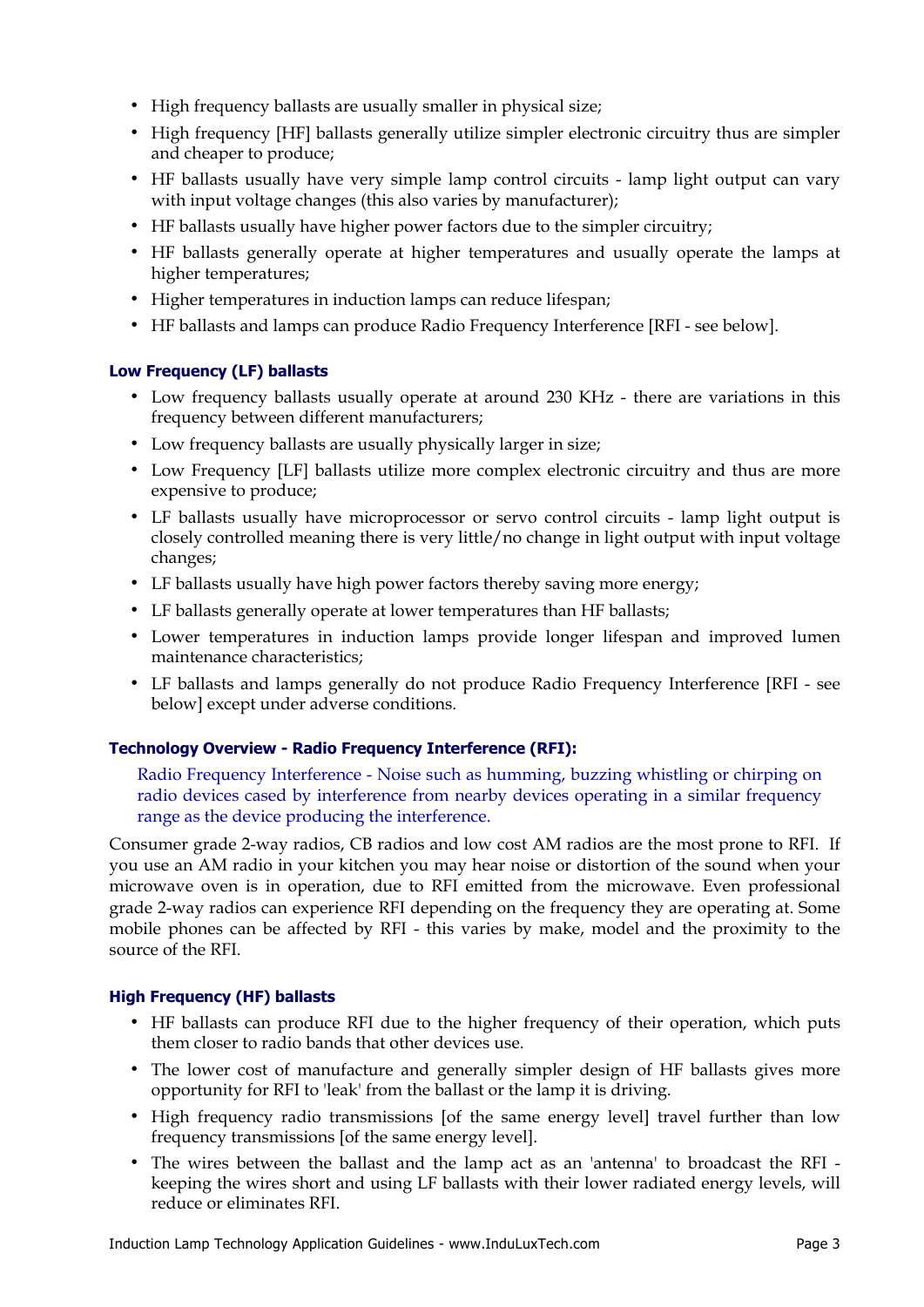- High frequency ballasts are usually smaller in physical size;
- High frequency [HF] ballasts generally utilize simpler electronic circuitry thus are simpler and cheaper to produce;
- HF ballasts usually have very simple lamp control circuits - lamp light output can vary with input voltage changes (this also varies by manufacturer);
- HF ballasts usually have higher power factors due to the simpler circuitry;
- HF ballasts generally operate at higher temperatures and usually operate the lamps at higher temperatures;
- Higher temperatures in induction lamps can reduce lifespan;
- HF ballasts and lamps can produce Radio Frequency Interference [RFI - see below].

### Low Frequency (LF) ballasts

- Low frequency ballasts usually operate at around 230 KHz - there are variations in this frequency between different manufacturers;
- Low frequency ballasts are usually physically larger in size;
- Low Frequency [LF] ballasts utilize more complex electronic circuitry and thus are more expensive to produce;
- LF ballasts usually have microprocessor or servo control circuits - lamp light output is closely controlled meaning there is very little/no change in light output with input voltage changes;
- LF ballasts usually have high power factors thereby saving more energy;
- LF ballasts generally operate at lower temperatures than HF ballasts;
- Lower temperatures in induction lamps provide longer lifespan and improved lumen maintenance characteristics;
- LF ballasts and lamps generally do not produce Radio Frequency Interference [RFI - see below] except under adverse conditions.

### Technology Overview - Radio Frequency Interference (RFI):

Radio Frequency Interference - Noise such as humming, buzzing whistling or chirping on radio devices cased by interference from nearby devices operating in a similar frequency range as the device producing the interference.

Consumer grade 2-way radios, CB radios and low cost AM radios are the most prone to RFI. If you use an AM radio in your kitchen you may hear noise or distortion of the sound when your microwave oven is in operation, due to RFI emitted from the microwave. Even professional grade 2-way radios can experience RFI depending on the frequency they are operating at. Some mobile phones can be affected by RFI - this varies by make, model and the proximity to the source of the RFI.

### High Frequency (HF) ballasts

- HF ballasts can produce RFI due to the higher frequency of their operation, which puts them closer to radio bands that other devices use.
- The lower cost of manufacture and generally simpler design of HF ballasts gives more opportunity for RFI to 'leak' from the ballast or the lamp it is driving.
- High frequency radio transmissions [of the same energy level] travel further than low frequency transmissions [of the same energy level].
- The wires between the ballast and the lamp act as an 'antenna' to broadcast the RFI - keeping the wires short and using LF ballasts with their lower radiated energy levels, will reduce or eliminates RFI.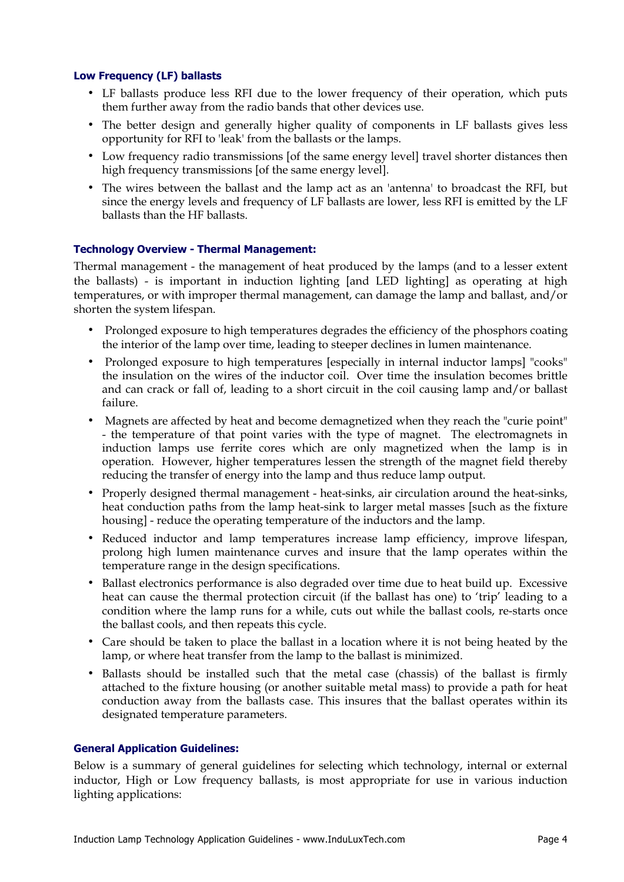### Low Frequency (LF) ballasts

- LF ballasts produce less RFI due to the lower frequency of their operation, which puts them further away from the radio bands that other devices use.
- The better design and generally higher quality of components in LF ballasts gives less opportunity for RFI to 'leak' from the ballasts or the lamps.
- Low frequency radio transmissions [of the same energy level] travel shorter distances then high frequency transmissions [of the same energy level].
- The wires between the ballast and the lamp act as an 'antenna' to broadcast the RFI, but since the energy levels and frequency of LF ballasts are lower, less RFI is emitted by the LF ballasts than the HF ballasts.

### Technology Overview - Thermal Management:

Thermal management - the management of heat produced by the lamps (and to a lesser extent the ballasts) - is important in induction lighting [and LED lighting] as operating at high temperatures, or with improper thermal management, can damage the lamp and ballast, and/or shorten the system lifespan.

- Prolonged exposure to high temperatures degrades the efficiency of the phosphors coating the interior of the lamp over time, leading to steeper declines in lumen maintenance.
- Prolonged exposure to high temperatures [especially in internal inductor lamps] "cooks" the insulation on the wires of the inductor coil. Over time the insulation becomes brittle and can crack or fall of, leading to a short circuit in the coil causing lamp and/or ballast failure.
- Magnets are affected by heat and become demagnetized when they reach the "curie point" - the temperature of that point varies with the type of magnet. The electromagnets in induction lamps use ferrite cores which are only magnetized when the lamp is in operation. However, higher temperatures lessen the strength of the magnet field thereby reducing the transfer of energy into the lamp and thus reduce lamp output.
- Properly designed thermal management - heat-sinks, air circulation around the heat-sinks, heat conduction paths from the lamp heat-sink to larger metal masses [such as the fixture housing] - reduce the operating temperature of the inductors and the lamp.
- Reduced inductor and lamp temperatures increase lamp efficiency, improve lifespan, prolong high lumen maintenance curves and insure that the lamp operates within the temperature range in the design specifications.
- Ballast electronics performance is also degraded over time due to heat build up. Excessive heat can cause the thermal protection circuit (if the ballast has one) to 'trip' leading to a condition where the lamp runs for a while, cuts out while the ballast cools, re-starts once the ballast cools, and then repeats this cycle.
- Care should be taken to place the ballast in a location where it is not being heated by the lamp, or where heat transfer from the lamp to the ballast is minimized.
- Ballasts should be installed such that the metal case (chassis) of the ballast is firmly attached to the fixture housing (or another suitable metal mass) to provide a path for heat conduction away from the ballasts case. This insures that the ballast operates within its designated temperature parameters.

### General Application Guidelines:

Below is a summary of general guidelines for selecting which technology, internal or external inductor, High or Low frequency ballasts, is most appropriate for use in various induction lighting applications: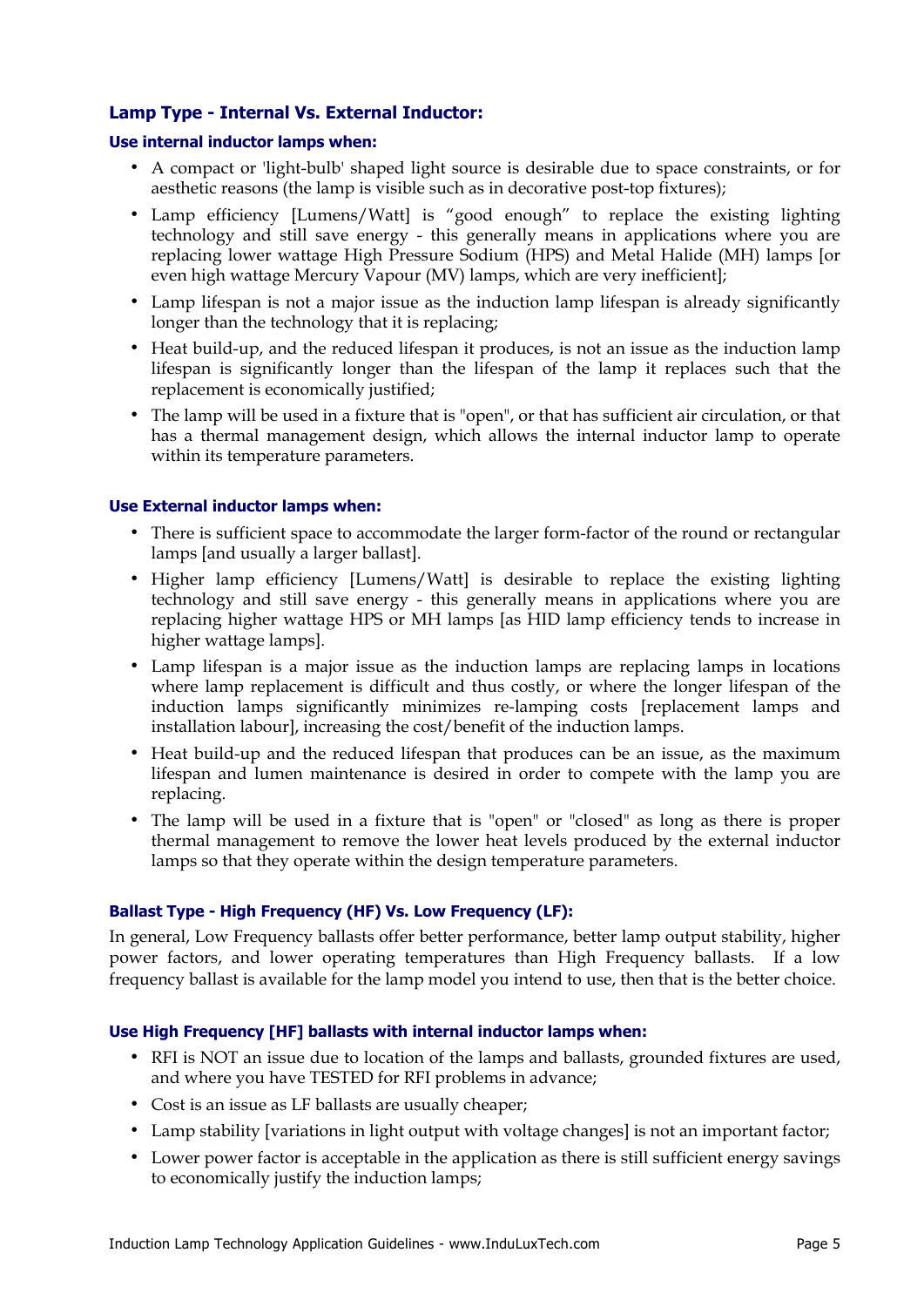### Lamp Type - Internal Vs. External Inductor:

#### Use internal inductor lamps when:

- A compact or 'light-bulb' shaped light source is desirable due to space constraints, or for aesthetic reasons (the lamp is visible such as in decorative post-top fixtures);
- Lamp efficiency [Lumens/Watt] is "good enough" to replace the existing lighting technology and still save energy - this generally means in applications where you are replacing lower wattage High Pressure Sodium (HPS) and Metal Halide (MH) lamps [or even high wattage Mercury Vapour (MV) lamps, which are very inefficient];
- Lamp lifespan is not a major issue as the induction lamp lifespan is already significantly longer than the technology that it is replacing;
- Heat build-up, and the reduced lifespan it produces, is not an issue as the induction lamp lifespan is significantly longer than the lifespan of the lamp it replaces such that the replacement is economically justified;
- The lamp will be used in a fixture that is "open", or that has sufficient air circulation, or that has a thermal management design, which allows the internal inductor lamp to operate within its temperature parameters.

#### Use External inductor lamps when:

- There is sufficient space to accommodate the larger form-factor of the round or rectangular lamps [and usually a larger ballast].
- Higher lamp efficiency [Lumens/Watt] is desirable to replace the existing lighting technology and still save energy - this generally means in applications where you are replacing higher wattage HPS or MH lamps [as HID lamp efficiency tends to increase in higher wattage lamps].
- Lamp lifespan is a major issue as the induction lamps are replacing lamps in locations where lamp replacement is difficult and thus costly, or where the longer lifespan of the induction lamps significantly minimizes re-lamping costs [replacement lamps and installation labour], increasing the cost/benefit of the induction lamps.
- Heat build-up and the reduced lifespan that produces can be an issue, as the maximum lifespan and lumen maintenance is desired in order to compete with the lamp you are replacing.
- The lamp will be used in a fixture that is "open" or "closed" as long as there is proper thermal management to remove the lower heat levels produced by the external inductor lamps so that they operate within the design temperature parameters.

### Ballast Type - High Frequency (HF) Vs. Low Frequency (LF):

In general, Low Frequency ballasts offer better performance, better lamp output stability, higher power factors, and lower operating temperatures than High Frequency ballasts. If a low frequency ballast is available for the lamp model you intend to use, then that is the better choice.

#### Use High Frequency [HF] ballasts with internal inductor lamps when:

- RFI is NOT an issue due to location of the lamps and ballasts, grounded fixtures are used, and where you have TESTED for RFI problems in advance;
- Cost is an issue as LF ballasts are usually cheaper;
- Lamp stability [variations in light output with voltage changes] is not an important factor;
- Lower power factor is acceptable in the application as there is still sufficient energy savings to economically justify the induction lamps;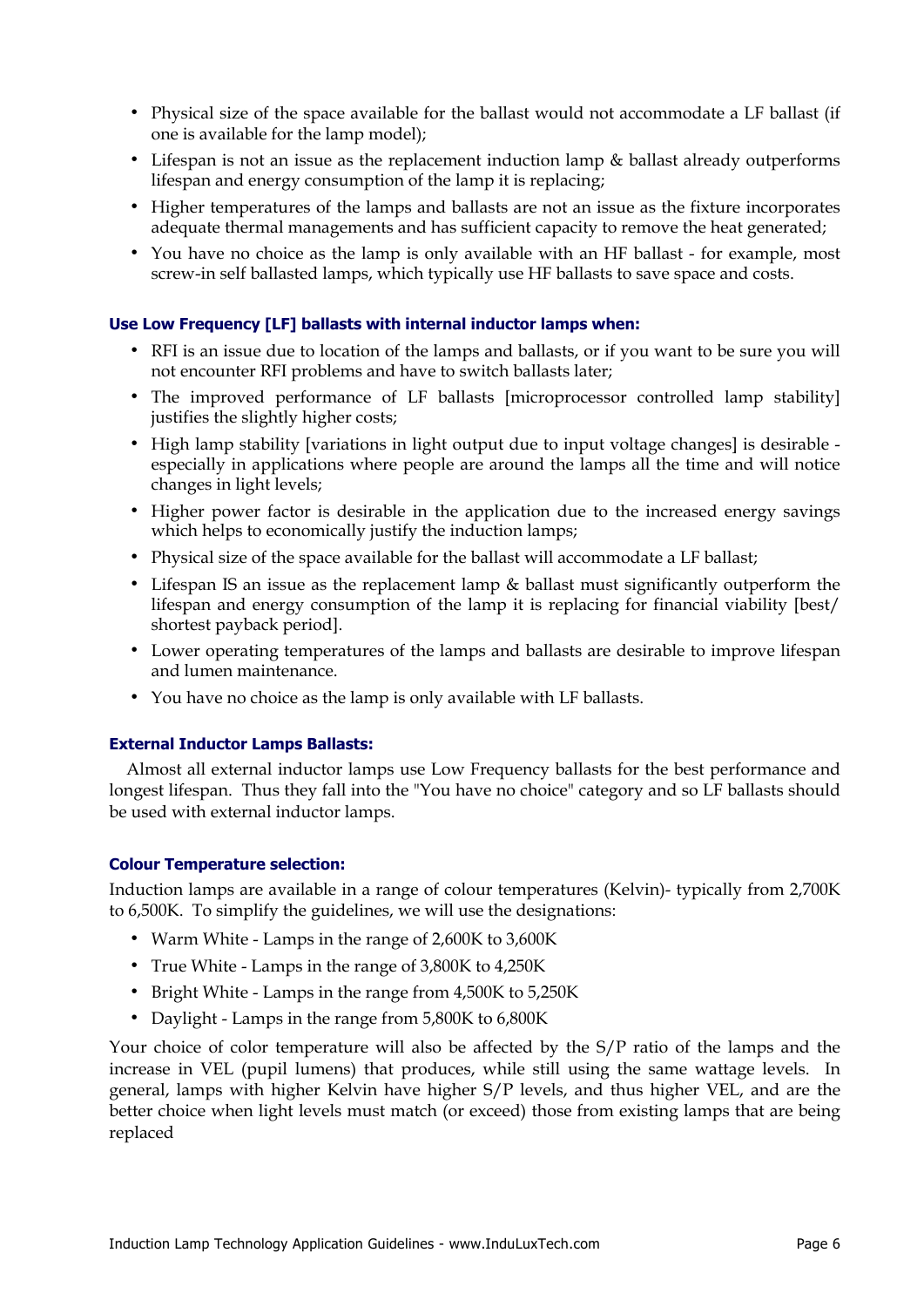- Physical size of the space available for the ballast would not accommodate a LF ballast (if one is available for the lamp model);
- Lifespan is not an issue as the replacement induction lamp & ballast already outperforms lifespan and energy consumption of the lamp it is replacing;
- Higher temperatures of the lamps and ballasts are not an issue as the fixture incorporates adequate thermal managements and has sufficient capacity to remove the heat generated;
- You have no choice as the lamp is only available with an HF ballast - for example, most screw-in self ballasted lamps, which typically use HF ballasts to save space and costs.

#### Use Low Frequency [LF] ballasts with internal inductor lamps when:

- RFI is an issue due to location of the lamps and ballasts, or if you want to be sure you will not encounter RFI problems and have to switch ballasts later;
- The improved performance of LF ballasts [microprocessor controlled lamp stability] justifies the slightly higher costs;
- High lamp stability [variations in light output due to input voltage changes] is desirable - especially in applications where people are around the lamps all the time and will notice changes in light levels;
- Higher power factor is desirable in the application due to the increased energy savings which helps to economically justify the induction lamps;
- Physical size of the space available for the ballast will accommodate a LF ballast;
- Lifespan IS an issue as the replacement lamp & ballast must significantly outperform the lifespan and energy consumption of the lamp it is replacing for financial viability [best/ shortest payback period].
- Lower operating temperatures of the lamps and ballasts are desirable to improve lifespan and lumen maintenance.
- You have no choice as the lamp is only available with LF ballasts.

#### External Inductor Lamps Ballasts:

Almost all external inductor lamps use Low Frequency ballasts for the best performance and longest lifespan. Thus they fall into the "You have no choice" category and so LF ballasts should be used with external inductor lamps.

#### Colour Temperature selection:

Induction lamps are available in a range of colour temperatures (Kelvin)- typically from 2,700K to 6,500K. To simplify the guidelines, we will use the designations:

- Warm White - Lamps in the range of 2,600K to 3,600K
- True White - Lamps in the range of 3,800K to 4,250K
- Bright White - Lamps in the range from 4,500K to 5,250K
- Daylight - Lamps in the range from 5,800K to 6,800K

Your choice of color temperature will also be affected by the S/P ratio of the lamps and the increase in VEL (pupil lumens) that produces, while still using the same wattage levels. In general, lamps with higher Kelvin have higher S/P levels, and thus higher VEL, and are the better choice when light levels must match (or exceed) those from existing lamps that are being replaced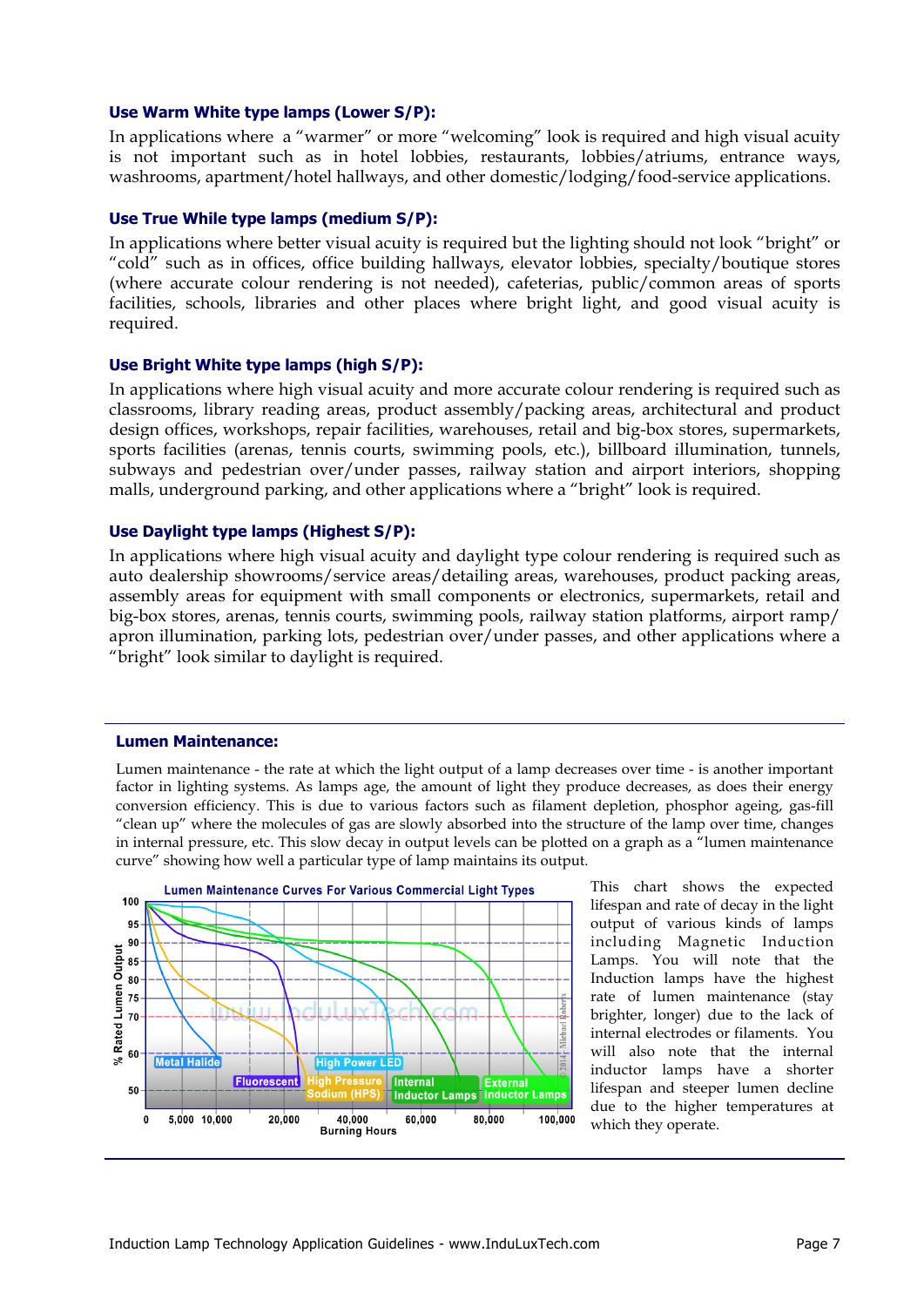### Use Warm White type lamps (Lower S/P):

In applications where a "warmer" or more "welcoming" look is required and high visual acuity is not important such as in hotel lobbies, restaurants, lobbies/atriums, entrance ways, washrooms, apartment/hotel hallways, and other domestic/lodging/food-service applications.

### Use True While type lamps (medium S/P):

In applications where better visual acuity is required but the lighting should not look "bright" or "cold" such as in offices, office building hallways, elevator lobbies, specialty/boutique stores (where accurate colour rendering is not needed), cafeterias, public/common areas of sports facilities, schools, libraries and other places where bright light, and good visual acuity is required.

### Use Bright White type lamps (high S/P):

In applications where high visual acuity and more accurate colour rendering is required such as classrooms, library reading areas, product assembly/packing areas, architectural and product design offices, workshops, repair facilities, warehouses, retail and big-box stores, supermarkets, sports facilities (arenas, tennis courts, swimming pools, etc.), billboard illumination, tunnels, subways and pedestrian over/under passes, railway station and airport interiors, shopping malls, underground parking, and other applications where a "bright" look is required.

### Use Daylight type lamps (Highest S/P):

In applications where high visual acuity and daylight type colour rendering is required such as auto dealership showrooms/service areas/detailing areas, warehouses, product packing areas, assembly areas for equipment with small components or electronics, supermarkets, retail and big-box stores, arenas, tennis courts, swimming pools, railway station platforms, airport ramp/apron illumination, parking lots, pedestrian over/under passes, and other applications where a "bright" look similar to daylight is required.

## Lumen Maintenance:

Lumen maintenance - the rate at which the light output of a lamp decreases over time - is another important factor in lighting systems. As lamps age, the amount of light they produce decreases, as does their energy conversion efficiency. This is due to various factors such as filament depletion, phosphor ageing, gas-fill "clean up" where the molecules of gas are slowly absorbed into the structure of the lamp over time, changes in internal pressure, etc. This slow decay in output levels can be plotted on a graph as a "lumen maintenance curve" showing how well a particular type of lamp maintains its output.

This chart shows the expected lifespan and rate of decay in the light output of various kinds of lamps including Magnetic Induction Lamps. You will note that the Induction lamps have the highest rate of lumen maintenance (stay brighter, longer) due to the lack of internal electrodes or filaments. You will also note that the internal inductor lamps have a shorter lifespan and steeper lumen decline due to the higher temperatures at which they operate.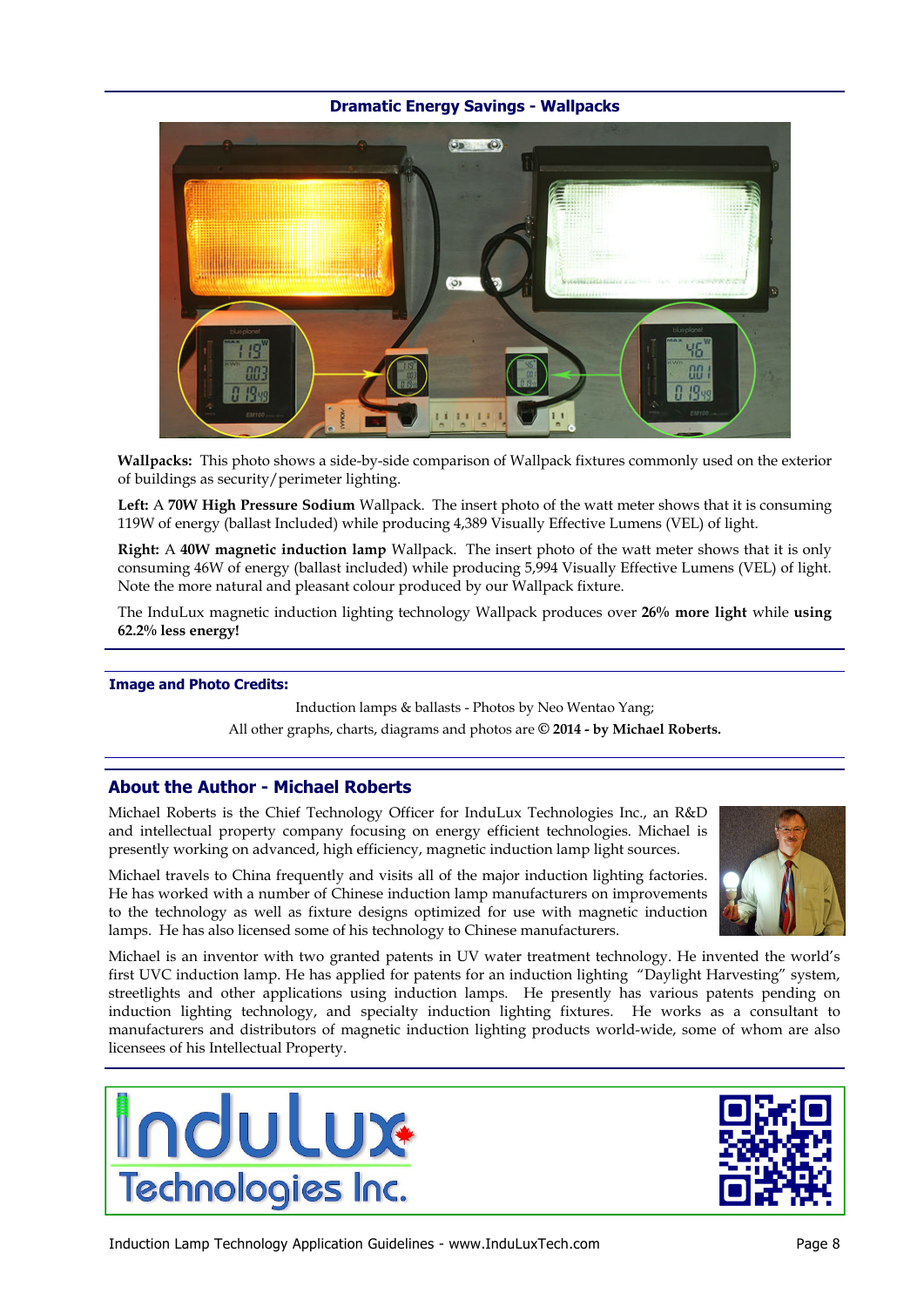## Dramatic Energy Savings - Wallpacks

**Wallpacks:** This photo shows a side-by-side comparison of Wallpack fixtures commonly used on the exterior of buildings as security/perimeter lighting.

**Left:** A **70W High Pressure Sodium** Wallpack. The insert photo of the watt meter shows that it is consuming 119W of energy (ballast Included) while producing 4,389 Visually Effective Lumens (VEL) of light.

**Right:** A **40W magnetic induction lamp** Wallpack. The insert photo of the watt meter shows that it is only consuming 46W of energy (ballast included) while producing 5,994 Visually Effective Lumens (VEL) of light. Note the more natural and pleasant colour produced by our Wallpack fixture.

The InduLux magnetic induction lighting technology Wallpack produces over **26% more light** while **using 62.2% less energy!**

### Image and Photo Credits:

Induction lamps & ballasts - Photos by Neo Wentao Yang;

All other graphs, charts, diagrams and photos are **© 2014 - by Michael Roberts.**

## About the Author - Michael Roberts

Michael Roberts is the Chief Technology Officer for InduLux Technologies Inc., an R&D and intellectual property company focusing on energy efficient technologies. Michael is presently working on advanced, high efficiency, magnetic induction lamp light sources.

Michael travels to China frequently and visits all of the major induction lighting factories. He has worked with a number of Chinese induction lamp manufacturers on improvements to the technology as well as fixture designs optimized for use with magnetic induction lamps. He has also licensed some of his technology to Chinese manufacturers.

Michael is an inventor with two granted patents in UV water treatment technology. He invented the world's first UVC induction lamp. He has applied for patents for an induction lighting "Daylight Harvesting" system, streetlights and other applications using induction lamps. He presently has various patents pending on induction lighting technology, and specialty induction lighting fixtures. He works as a consultant to manufacturers and distributors of magnetic induction lighting products world-wide, some of whom are also licensees of his Intellectual Property.

InduLux Technologies Inc.